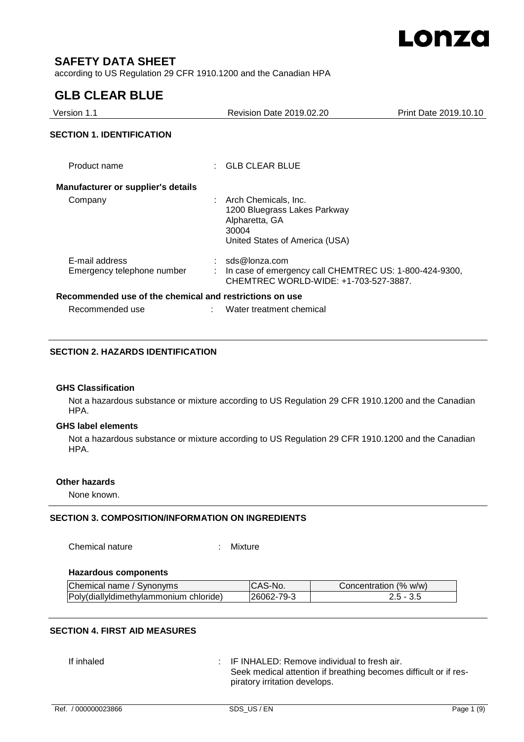# SAFETY DATA SHEET

according to US Regulation 29 CFR 1910.1200 and the Canadian HPA

# GLB CLEAR BLUE

| Version 1.1 | Revision Date 2019.02.20 | Print Date 2019.10.10 |
|---|---|---|

## SECTION 1. IDENTIFICATION

Product name : GLB CLEAR BLUE

**Manufacturer or supplier's details**

Company : Arch Chemicals, Inc.
1200 Bluegrass Lakes Parkway
Alpharetta, GA
30004
United States of America (USA)

E-mail address : sds@lonza.com

Emergency telephone number : In case of emergency call CHEMTREC US: 1-800-424-9300, CHEMTREC WORLD-WIDE: +1-703-527-3887.

**Recommended use of the chemical and restrictions on use**

Recommended use : Water treatment chemical

## SECTION 2. HAZARDS IDENTIFICATION

**GHS Classification**

Not a hazardous substance or mixture according to US Regulation 29 CFR 1910.1200 and the Canadian HPA.

**GHS label elements**

Not a hazardous substance or mixture according to US Regulation 29 CFR 1910.1200 and the Canadian HPA.

**Other hazards**

None known.

## SECTION 3. COMPOSITION/INFORMATION ON INGREDIENTS

Chemical nature : Mixture

**Hazardous components**

| Chemical name / Synonyms | CAS-No. | Concentration (% w/w) |
|---|---|---|
| Poly(diallyldimethylammonium chloride) | 26062-79-3 | 2.5 - 3.5 |

## SECTION 4. FIRST AID MEASURES

If inhaled : IF INHALED: Remove individual to fresh air.
Seek medical attention if breathing becomes difficult or if respiratory irritation develops.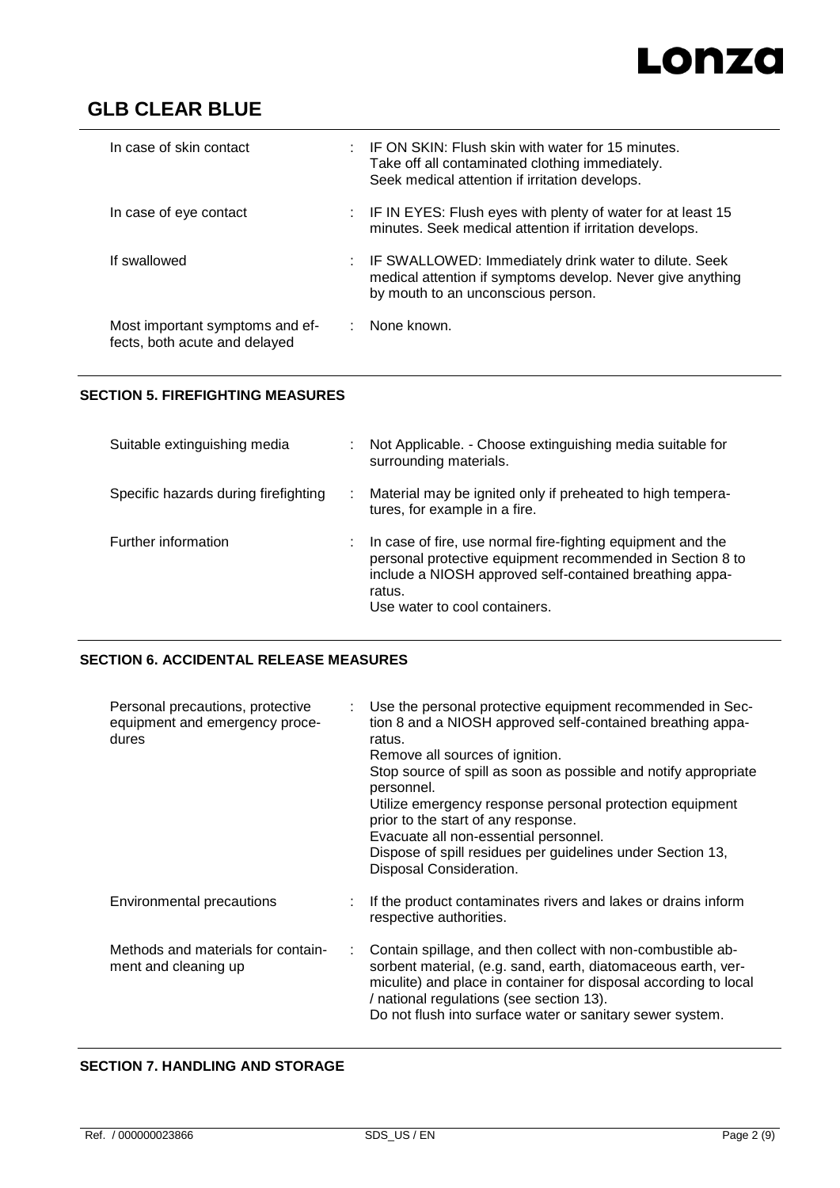| | |
|---|---|
| In case of skin contact | : IF ON SKIN: Flush skin with water for 15 minutes.<br>Take off all contaminated clothing immediately.<br>Seek medical attention if irritation develops. |
| In case of eye contact | : IF IN EYES: Flush eyes with plenty of water for at least 15 minutes. Seek medical attention if irritation develops. |
| If swallowed | : IF SWALLOWED: Immediately drink water to dilute. Seek medical attention if symptoms develop. Never give anything by mouth to an unconscious person. |
| Most important symptoms and effects, both acute and delayed | : None known. |

## SECTION 5. FIREFIGHTING MEASURES

| | |
|---|---|
| Suitable extinguishing media | : Not Applicable. - Choose extinguishing media suitable for surrounding materials. |
| Specific hazards during firefighting | : Material may be ignited only if preheated to high temperatures, for example in a fire. |
| Further information | : In case of fire, use normal fire-fighting equipment and the personal protective equipment recommended in Section 8 to include a NIOSH approved self-contained breathing apparatus.<br>Use water to cool containers. |

## SECTION 6. ACCIDENTAL RELEASE MEASURES

| | |
|---|---|
| Personal precautions, protective equipment and emergency procedures | : Use the personal protective equipment recommended in Section 8 and a NIOSH approved self-contained breathing apparatus.<br>Remove all sources of ignition.<br>Stop source of spill as soon as possible and notify appropriate personnel.<br>Utilize emergency response personal protection equipment prior to the start of any response.<br>Evacuate all non-essential personnel.<br>Dispose of spill residues per guidelines under Section 13, Disposal Consideration. |
| Environmental precautions | : If the product contaminates rivers and lakes or drains inform respective authorities. |
| Methods and materials for containment and cleaning up | : Contain spillage, and then collect with non-combustible absorbent material, (e.g. sand, earth, diatomaceous earth, vermiculite) and place in container for disposal according to local / national regulations (see section 13).<br>Do not flush into surface water or sanitary sewer system. |

## SECTION 7. HANDLING AND STORAGE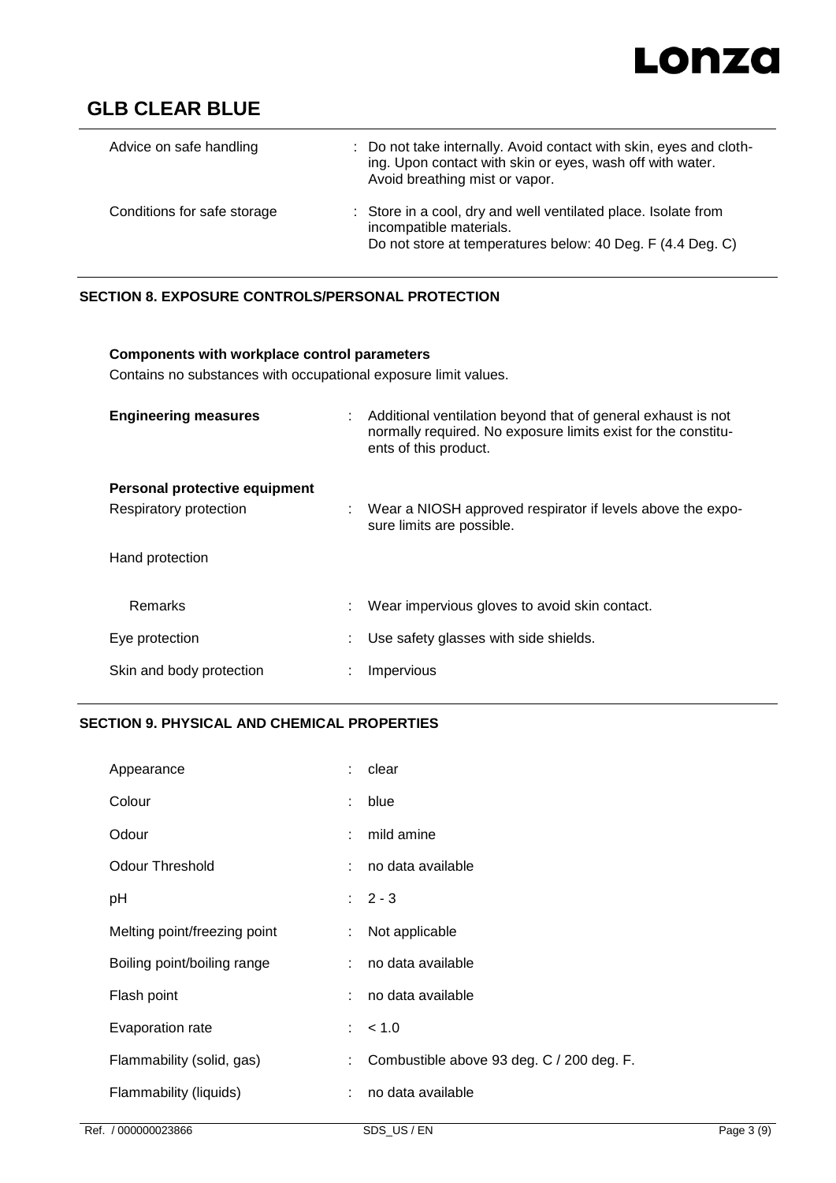| | | |
|---|---|---|
| Advice on safe handling | : | Do not take internally. Avoid contact with skin, eyes and clothing. Upon contact with skin or eyes, wash off with water. Avoid breathing mist or vapor. |
| Conditions for safe storage | : | Store in a cool, dry and well ventilated place. Isolate from incompatible materials. Do not store at temperatures below: 40 Deg. F (4.4 Deg. C) |

## SECTION 8. EXPOSURE CONTROLS/PERSONAL PROTECTION

**Components with workplace control parameters**

Contains no substances with occupational exposure limit values.

| | | |
|---|---|---|
| **Engineering measures** | : | Additional ventilation beyond that of general exhaust is not normally required. No exposure limits exist for the constituents of this product. |

**Personal protective equipment**

| | | |
|---|---|---|
| Respiratory protection | : | Wear a NIOSH approved respirator if levels above the exposure limits are possible. |
| Hand protection | | |
| Remarks | : | Wear impervious gloves to avoid skin contact. |
| Eye protection | : | Use safety glasses with side shields. |
| Skin and body protection | : | Impervious |

## SECTION 9. PHYSICAL AND CHEMICAL PROPERTIES

| | | |
|---|---|---|
| Appearance | : | clear |
| Colour | : | blue |
| Odour | : | mild amine |
| Odour Threshold | : | no data available |
| pH | : | 2 - 3 |
| Melting point/freezing point | : | Not applicable |
| Boiling point/boiling range | : | no data available |
| Flash point | : | no data available |
| Evaporation rate | : | < 1.0 |
| Flammability (solid, gas) | : | Combustible above 93 deg. C / 200 deg. F. |
| Flammability (liquids) | : | no data available |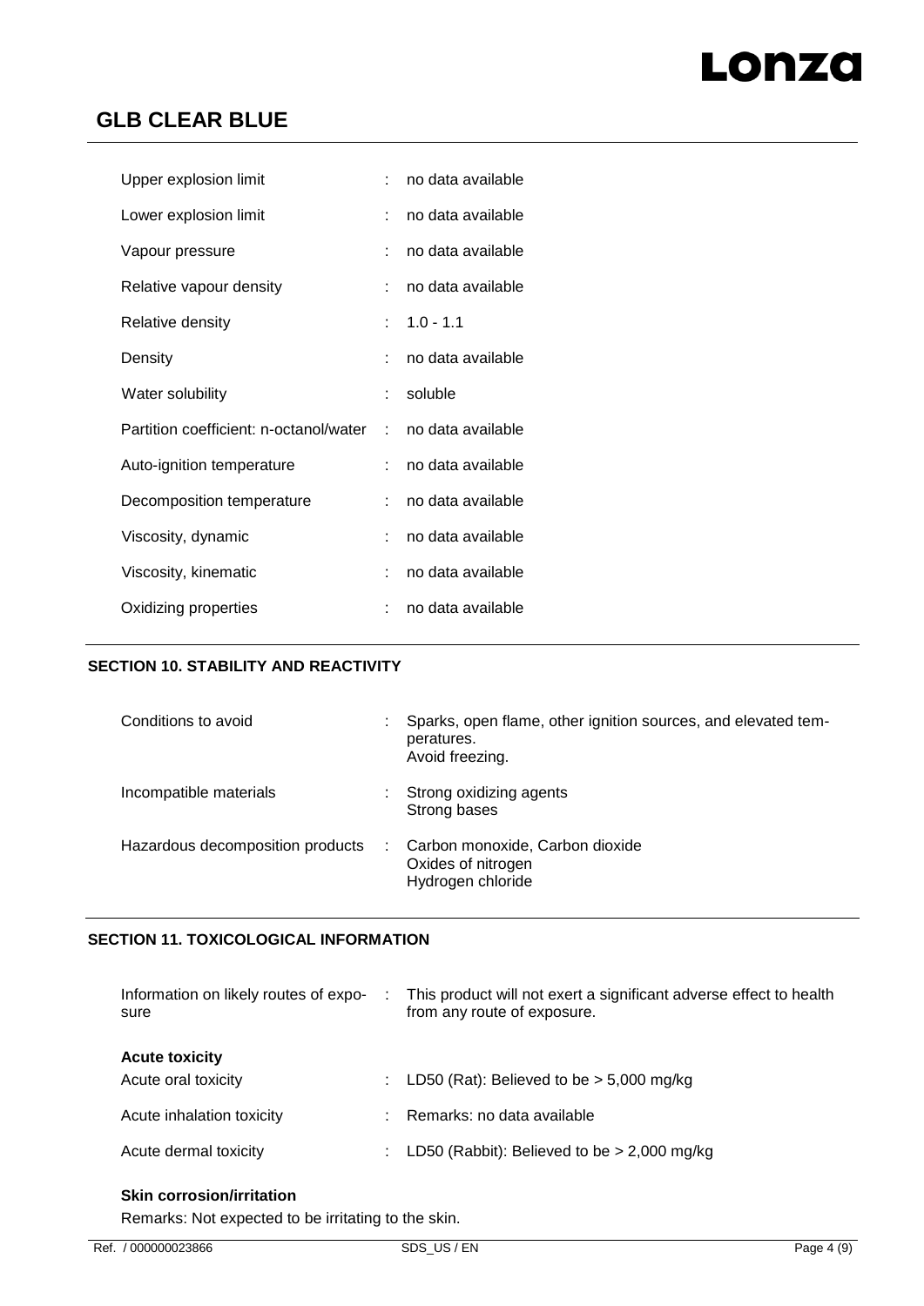| | | |
|---|---|---|
| Upper explosion limit | : | no data available |
| Lower explosion limit | : | no data available |
| Vapour pressure | : | no data available |
| Relative vapour density | : | no data available |
| Relative density | : | 1.0 - 1.1 |
| Density | : | no data available |
| Water solubility | : | soluble |
| Partition coefficient: n-octanol/water | : | no data available |
| Auto-ignition temperature | : | no data available |
| Decomposition temperature | : | no data available |
| Viscosity, dynamic | : | no data available |
| Viscosity, kinematic | : | no data available |
| Oxidizing properties | : | no data available |

## SECTION 10. STABILITY AND REACTIVITY

| | | |
|---|---|---|
| Conditions to avoid | : | Sparks, open flame, other ignition sources, and elevated temperatures.<br>Avoid freezing. |
| Incompatible materials | : | Strong oxidizing agents<br>Strong bases |
| Hazardous decomposition products | : | Carbon monoxide, Carbon dioxide<br>Oxides of nitrogen<br>Hydrogen chloride |

## SECTION 11. TOXICOLOGICAL INFORMATION

| | | |
|---|---|---|
| Information on likely routes of exposure | : | This product will not exert a significant adverse effect to health from any route of exposure. |

**Acute toxicity**

| | | |
|---|---|---|
| Acute oral toxicity | : | LD50 (Rat): Believed to be > 5,000 mg/kg |
| Acute inhalation toxicity | : | Remarks: no data available |
| Acute dermal toxicity | : | LD50 (Rabbit): Believed to be > 2,000 mg/kg |

**Skin corrosion/irritation**

Remarks: Not expected to be irritating to the skin.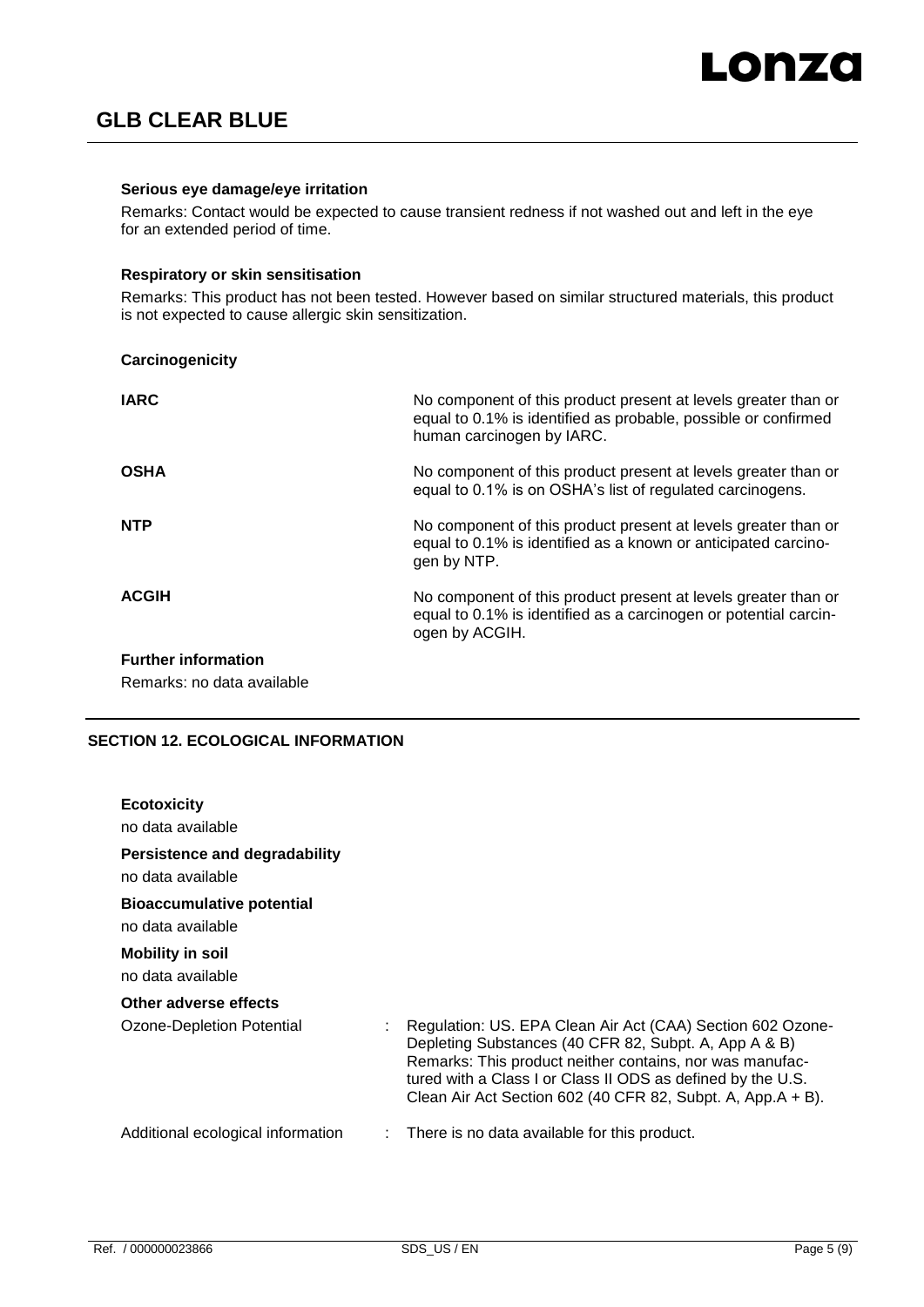#### Serious eye damage/eye irritation

Remarks: Contact would be expected to cause transient redness if not washed out and left in the eye for an extended period of time.

#### Respiratory or skin sensitisation

Remarks: This product has not been tested. However based on similar structured materials, this product is not expected to cause allergic skin sensitization.

#### Carcinogenicity

**IARC** No component of this product present at levels greater than or equal to 0.1% is identified as probable, possible or confirmed human carcinogen by IARC.

**OSHA** No component of this product present at levels greater than or equal to 0.1% is on OSHA's list of regulated carcinogens.

**NTP** No component of this product present at levels greater than or equal to 0.1% is identified as a known or anticipated carcinogen by NTP.

**ACGIH** No component of this product present at levels greater than or equal to 0.1% is identified as a carcinogen or potential carcinogen by ACGIH.

#### Further information

Remarks: no data available

## SECTION 12. ECOLOGICAL INFORMATION

#### Ecotoxicity

no data available

#### Persistence and degradability

no data available

#### Bioaccumulative potential

no data available

#### Mobility in soil

no data available

#### Other adverse effects

Ozone-Depletion Potential : Regulation: US. EPA Clean Air Act (CAA) Section 602 Ozone-Depleting Substances (40 CFR 82, Subpt. A, App A & B)
Remarks: This product neither contains, nor was manufactured with a Class I or Class II ODS as defined by the U.S. Clean Air Act Section 602 (40 CFR 82, Subpt. A, App.A + B).

Additional ecological information : There is no data available for this product.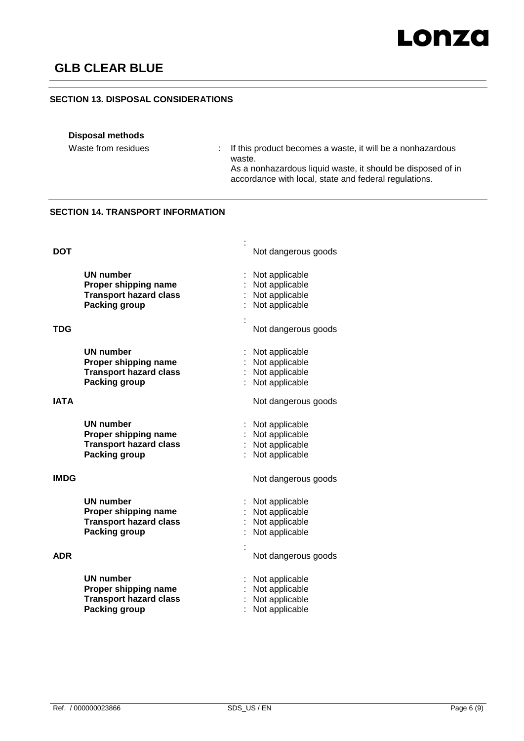## SECTION 13. DISPOSAL CONSIDERATIONS

**Disposal methods**

Waste from residues : If this product becomes a waste, it will be a nonhazardous waste.
As a nonhazardous liquid waste, it should be disposed of in accordance with local, state and federal regulations.

## SECTION 14. TRANSPORT INFORMATION

**DOT** : Not dangerous goods

- **UN number** : Not applicable
- **Proper shipping name** : Not applicable
- **Transport hazard class** : Not applicable
- **Packing group** : Not applicable

**TDG** : Not dangerous goods

- **UN number** : Not applicable
- **Proper shipping name** : Not applicable
- **Transport hazard class** : Not applicable
- **Packing group** : Not applicable

**IATA** Not dangerous goods

- **UN number** : Not applicable
- **Proper shipping name** : Not applicable
- **Transport hazard class** : Not applicable
- **Packing group** : Not applicable

**IMDG** Not dangerous goods

- **UN number** : Not applicable
- **Proper shipping name** : Not applicable
- **Transport hazard class** : Not applicable
- **Packing group** : Not applicable

**ADR** : Not dangerous goods

- **UN number** : Not applicable
- **Proper shipping name** : Not applicable
- **Transport hazard class** : Not applicable
- **Packing group** : Not applicable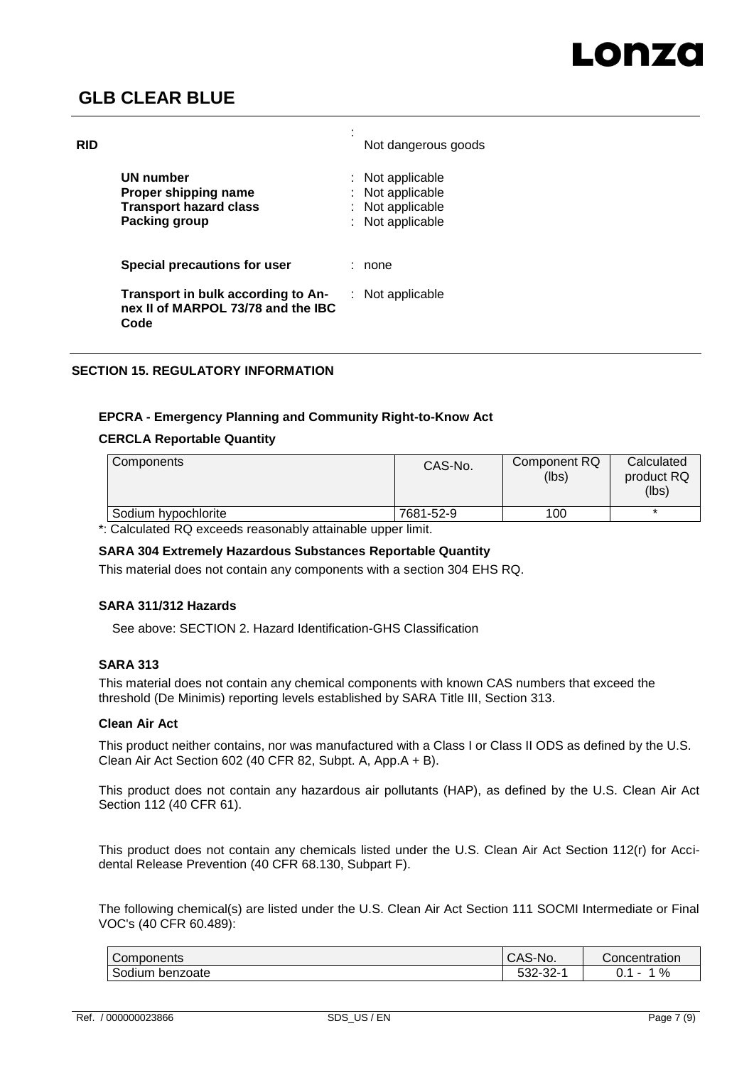**RID** : Not dangerous goods

| | |
|---|---|
| **UN number** | : Not applicable |
| **Proper shipping name** | : Not applicable |
| **Transport hazard class** | : Not applicable |
| **Packing group** | : Not applicable |
| **Special precautions for user** | : none |
| **Transport in bulk according to Annex II of MARPOL 73/78 and the IBC Code** | : Not applicable |

## SECTION 15. REGULATORY INFORMATION

### EPCRA - Emergency Planning and Community Right-to-Know Act

#### CERCLA Reportable Quantity

| Components | CAS-No. | Component RQ (lbs) | Calculated product RQ (lbs) |
|---|---|---|---|
| Sodium hypochlorite | 7681-52-9 | 100 | * |

*: Calculated RQ exceeds reasonably attainable upper limit.

#### SARA 304 Extremely Hazardous Substances Reportable Quantity

This material does not contain any components with a section 304 EHS RQ.

#### SARA 311/312 Hazards

See above: SECTION 2. Hazard Identification-GHS Classification

#### SARA 313

This material does not contain any chemical components with known CAS numbers that exceed the threshold (De Minimis) reporting levels established by SARA Title III, Section 313.

#### Clean Air Act

This product neither contains, nor was manufactured with a Class I or Class II ODS as defined by the U.S. Clean Air Act Section 602 (40 CFR 82, Subpt. A, App.A + B).

This product does not contain any hazardous air pollutants (HAP), as defined by the U.S. Clean Air Act Section 112 (40 CFR 61).

This product does not contain any chemicals listed under the U.S. Clean Air Act Section 112(r) for Accidental Release Prevention (40 CFR 68.130, Subpart F).

The following chemical(s) are listed under the U.S. Clean Air Act Section 111 SOCMI Intermediate or Final VOC's (40 CFR 60.489):

| Components | CAS-No. | Concentration |
|---|---|---|
| Sodium benzoate | 532-32-1 | 0.1 - 1 % |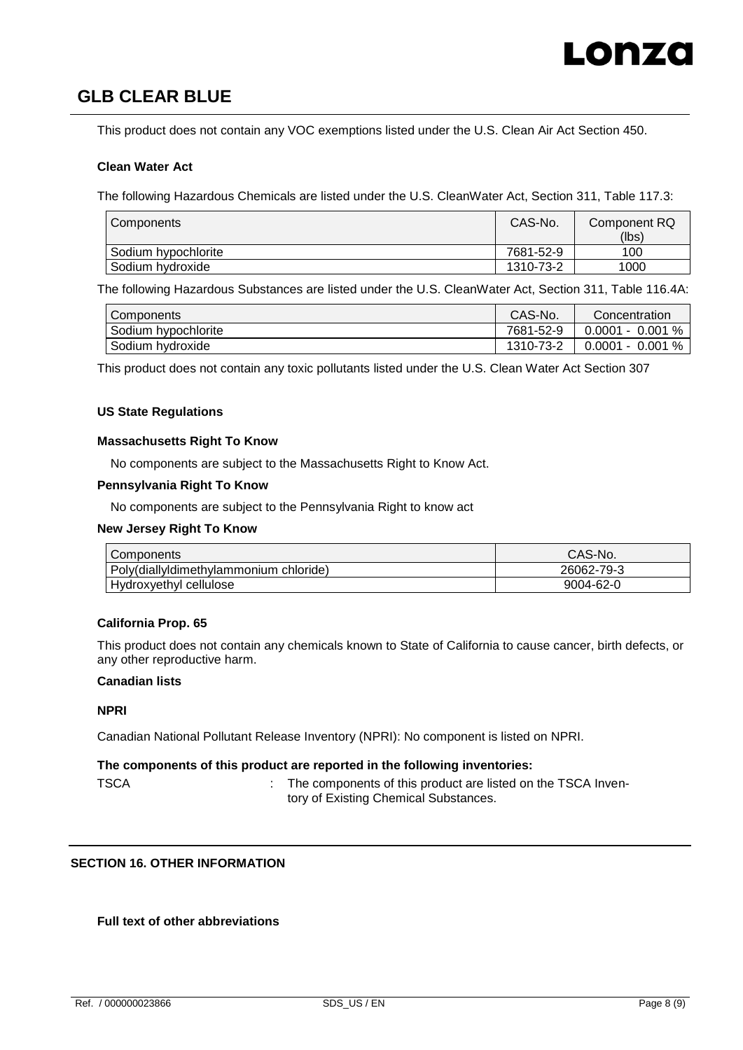This product does not contain any VOC exemptions listed under the U.S. Clean Air Act Section 450.

**Clean Water Act**

The following Hazardous Chemicals are listed under the U.S. CleanWater Act, Section 311, Table 117.3:

| Components | CAS-No. | Component RQ (lbs) |
|---|---|---|
| Sodium hypochlorite | 7681-52-9 | 100 |
| Sodium hydroxide | 1310-73-2 | 1000 |

The following Hazardous Substances are listed under the U.S. CleanWater Act, Section 311, Table 116.4A:

| Components | CAS-No. | Concentration |
|---|---|---|
| Sodium hypochlorite | 7681-52-9 | 0.0001 - 0.001 % |
| Sodium hydroxide | 1310-73-2 | 0.0001 - 0.001 % |

This product does not contain any toxic pollutants listed under the U.S. Clean Water Act Section 307

**US State Regulations**

**Massachusetts Right To Know**

No components are subject to the Massachusetts Right to Know Act.

**Pennsylvania Right To Know**

No components are subject to the Pennsylvania Right to know act

**New Jersey Right To Know**

| Components | CAS-No. |
|---|---|
| Poly(diallyldimethylammonium chloride) | 26062-79-3 |
| Hydroxyethyl cellulose | 9004-62-0 |

**California Prop. 65**

This product does not contain any chemicals known to State of California to cause cancer, birth defects, or any other reproductive harm.

**Canadian lists**

**NPRI**

Canadian National Pollutant Release Inventory (NPRI): No component is listed on NPRI.

**The components of this product are reported in the following inventories:**

TSCA : The components of this product are listed on the TSCA Inventory of Existing Chemical Substances.

## SECTION 16. OTHER INFORMATION

**Full text of other abbreviations**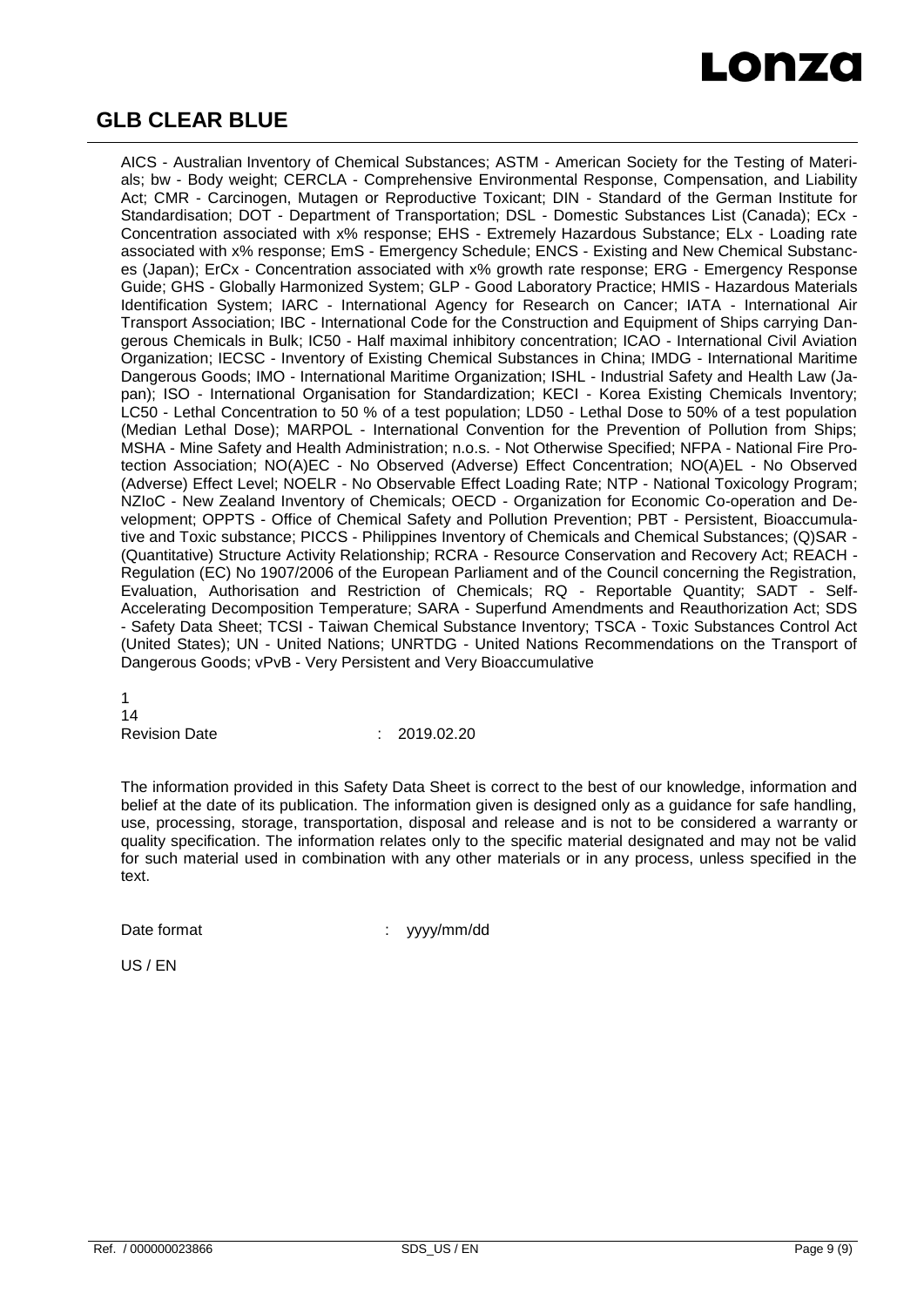AICS - Australian Inventory of Chemical Substances; ASTM - American Society for the Testing of Materials; bw - Body weight; CERCLA - Comprehensive Environmental Response, Compensation, and Liability Act; CMR - Carcinogen, Mutagen or Reproductive Toxicant; DIN - Standard of the German Institute for Standardisation; DOT - Department of Transportation; DSL - Domestic Substances List (Canada); ECx - Concentration associated with x% response; EHS - Extremely Hazardous Substance; ELx - Loading rate associated with x% response; EmS - Emergency Schedule; ENCS - Existing and New Chemical Substances (Japan); ErCx - Concentration associated with x% growth rate response; ERG - Emergency Response Guide; GHS - Globally Harmonized System; GLP - Good Laboratory Practice; HMIS - Hazardous Materials Identification System; IARC - International Agency for Research on Cancer; IATA - International Air Transport Association; IBC - International Code for the Construction and Equipment of Ships carrying Dangerous Chemicals in Bulk; IC50 - Half maximal inhibitory concentration; ICAO - International Civil Aviation Organization; IECSC - Inventory of Existing Chemical Substances in China; IMDG - International Maritime Dangerous Goods; IMO - International Maritime Organization; ISHL - Industrial Safety and Health Law (Japan); ISO - International Organisation for Standardization; KECI - Korea Existing Chemicals Inventory; LC50 - Lethal Concentration to 50 % of a test population; LD50 - Lethal Dose to 50% of a test population (Median Lethal Dose); MARPOL - International Convention for the Prevention of Pollution from Ships; MSHA - Mine Safety and Health Administration; n.o.s. - Not Otherwise Specified; NFPA - National Fire Protection Association; NO(A)EC - No Observed (Adverse) Effect Concentration; NO(A)EL - No Observed (Adverse) Effect Level; NOELR - No Observable Effect Loading Rate; NTP - National Toxicology Program; NZIoC - New Zealand Inventory of Chemicals; OECD - Organization for Economic Co-operation and Development; OPPTS - Office of Chemical Safety and Pollution Prevention; PBT - Persistent, Bioaccumulative and Toxic substance; PICCS - Philippines Inventory of Chemicals and Chemical Substances; (Q)SAR - (Quantitative) Structure Activity Relationship; RCRA - Resource Conservation and Recovery Act; REACH - Regulation (EC) No 1907/2006 of the European Parliament and of the Council concerning the Registration, Evaluation, Authorisation and Restriction of Chemicals; RQ - Reportable Quantity; SADT - Self-Accelerating Decomposition Temperature; SARA - Superfund Amendments and Reauthorization Act; SDS - Safety Data Sheet; TCSI - Taiwan Chemical Substance Inventory; TSCA - Toxic Substances Control Act (United States); UN - United Nations; UNRTDG - United Nations Recommendations on the Transport of Dangerous Goods; vPvB - Very Persistent and Very Bioaccumulative

1
14
Revision Date : 2019.02.20

The information provided in this Safety Data Sheet is correct to the best of our knowledge, information and belief at the date of its publication. The information given is designed only as a guidance for safe handling, use, processing, storage, transportation, disposal and release and is not to be considered a warranty or quality specification. The information relates only to the specific material designated and may not be valid for such material used in combination with any other materials or in any process, unless specified in the text.

Date format : yyyy/mm/dd

US / EN